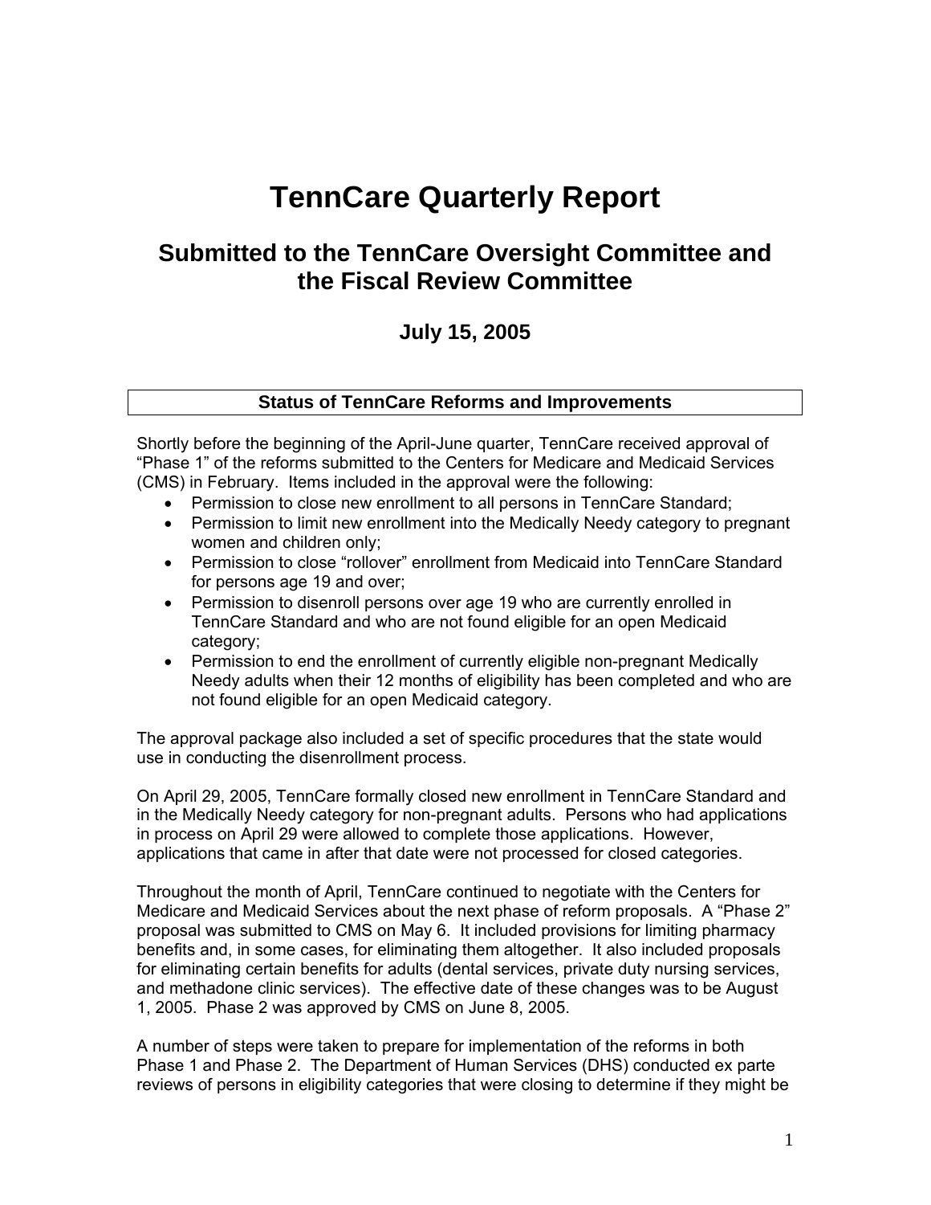# TennCare Quarterly Report

## Submitted to the TennCare Oversight Committee and the Fiscal Review Committee

### July 15, 2005

### Status of TennCare Reforms and Improvements

Shortly before the beginning of the April-June quarter, TennCare received approval of "Phase 1" of the reforms submitted to the Centers for Medicare and Medicaid Services (CMS) in February. Items included in the approval were the following:

- Permission to close new enrollment to all persons in TennCare Standard;
- Permission to limit new enrollment into the Medically Needy category to pregnant women and children only;
- Permission to close "rollover" enrollment from Medicaid into TennCare Standard for persons age 19 and over;
- Permission to disenroll persons over age 19 who are currently enrolled in TennCare Standard and who are not found eligible for an open Medicaid category;
- Permission to end the enrollment of currently eligible non-pregnant Medically Needy adults when their 12 months of eligibility has been completed and who are not found eligible for an open Medicaid category.

The approval package also included a set of specific procedures that the state would use in conducting the disenrollment process.

On April 29, 2005, TennCare formally closed new enrollment in TennCare Standard and in the Medically Needy category for non-pregnant adults. Persons who had applications in process on April 29 were allowed to complete those applications. However, applications that came in after that date were not processed for closed categories.

Throughout the month of April, TennCare continued to negotiate with the Centers for Medicare and Medicaid Services about the next phase of reform proposals. A "Phase 2" proposal was submitted to CMS on May 6. It included provisions for limiting pharmacy benefits and, in some cases, for eliminating them altogether. It also included proposals for eliminating certain benefits for adults (dental services, private duty nursing services, and methadone clinic services). The effective date of these changes was to be August 1, 2005. Phase 2 was approved by CMS on June 8, 2005.

A number of steps were taken to prepare for implementation of the reforms in both Phase 1 and Phase 2. The Department of Human Services (DHS) conducted ex parte reviews of persons in eligibility categories that were closing to determine if they might be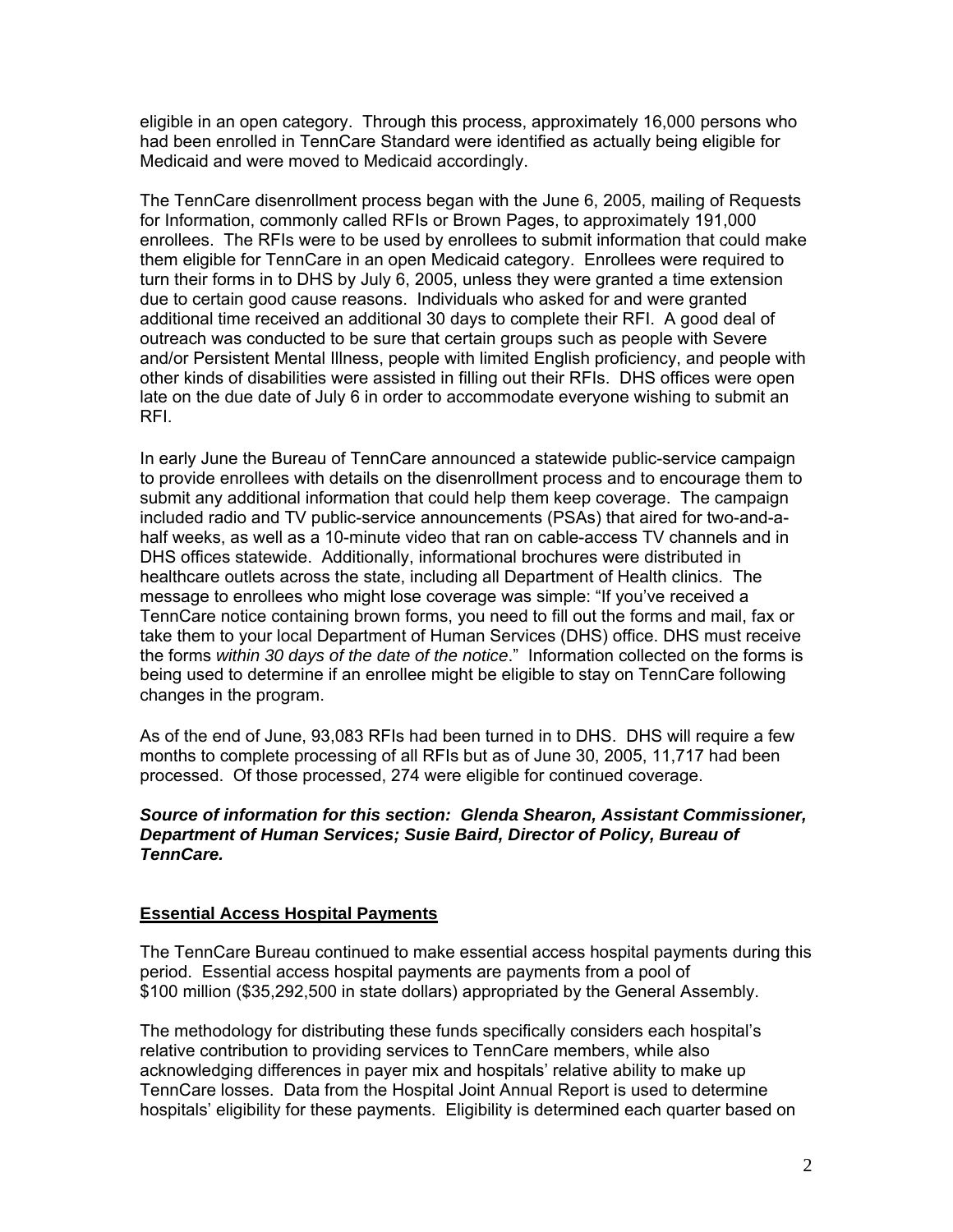eligible in an open category. Through this process, approximately 16,000 persons who had been enrolled in TennCare Standard were identified as actually being eligible for Medicaid and were moved to Medicaid accordingly.

The TennCare disenrollment process began with the June 6, 2005, mailing of Requests for Information, commonly called RFIs or Brown Pages, to approximately 191,000 enrollees. The RFIs were to be used by enrollees to submit information that could make them eligible for TennCare in an open Medicaid category. Enrollees were required to turn their forms in to DHS by July 6, 2005, unless they were granted a time extension due to certain good cause reasons. Individuals who asked for and were granted additional time received an additional 30 days to complete their RFI. A good deal of outreach was conducted to be sure that certain groups such as people with Severe and/or Persistent Mental Illness, people with limited English proficiency, and people with other kinds of disabilities were assisted in filling out their RFIs. DHS offices were open late on the due date of July 6 in order to accommodate everyone wishing to submit an RFI.

In early June the Bureau of TennCare announced a statewide public-service campaign to provide enrollees with details on the disenrollment process and to encourage them to submit any additional information that could help them keep coverage. The campaign included radio and TV public-service announcements (PSAs) that aired for two-and-a-half weeks, as well as a 10-minute video that ran on cable-access TV channels and in DHS offices statewide. Additionally, informational brochures were distributed in healthcare outlets across the state, including all Department of Health clinics. The message to enrollees who might lose coverage was simple: "If you've received a TennCare notice containing brown forms, you need to fill out the forms and mail, fax or take them to your local Department of Human Services (DHS) office. DHS must receive the forms *within 30 days of the date of the notice*." Information collected on the forms is being used to determine if an enrollee might be eligible to stay on TennCare following changes in the program.

As of the end of June, 93,083 RFIs had been turned in to DHS. DHS will require a few months to complete processing of all RFIs but as of June 30, 2005, 11,717 had been processed. Of those processed, 274 were eligible for continued coverage.

***Source of information for this section: Glenda Shearon, Assistant Commissioner, Department of Human Services; Susie Baird, Director of Policy, Bureau of TennCare.***

## Essential Access Hospital Payments

The TennCare Bureau continued to make essential access hospital payments during this period. Essential access hospital payments are payments from a pool of $100 million ($35,292,500 in state dollars) appropriated by the General Assembly.

The methodology for distributing these funds specifically considers each hospital's relative contribution to providing services to TennCare members, while also acknowledging differences in payer mix and hospitals' relative ability to make up TennCare losses. Data from the Hospital Joint Annual Report is used to determine hospitals' eligibility for these payments. Eligibility is determined each quarter based on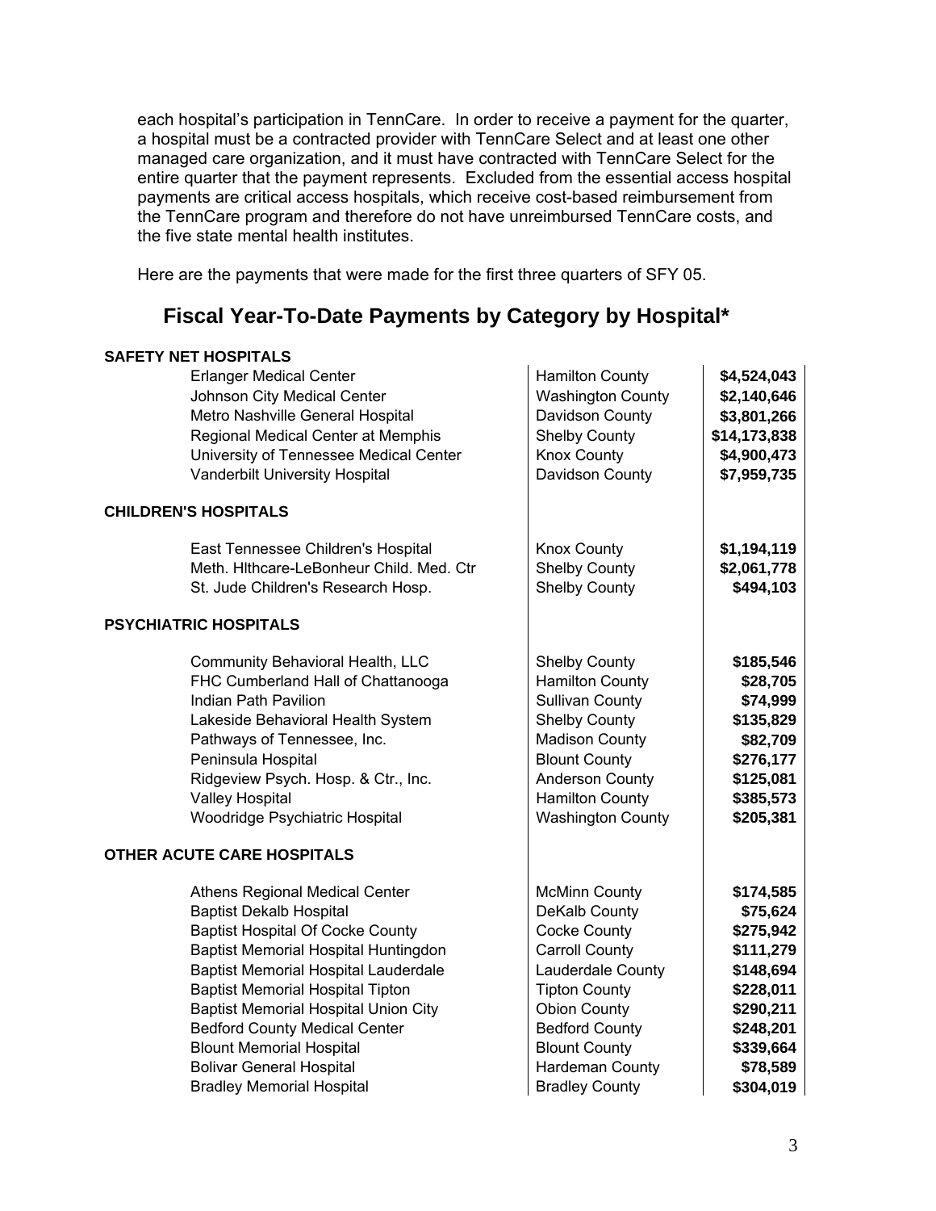each hospital's participation in TennCare. In order to receive a payment for the quarter, a hospital must be a contracted provider with TennCare Select and at least one other managed care organization, and it must have contracted with TennCare Select for the entire quarter that the payment represents. Excluded from the essential access hospital payments are critical access hospitals, which receive cost-based reimbursement from the TennCare program and therefore do not have unreimbursed TennCare costs, and the five state mental health institutes.

Here are the payments that were made for the first three quarters of SFY 05.

## Fiscal Year-To-Date Payments by Category by Hospital*

| Hospital | County | Payment |
|---|---|---|
| **SAFETY NET HOSPITALS** | | |
| Erlanger Medical Center | Hamilton County | **$4,524,043** |
| Johnson City Medical Center | Washington County | **$2,140,646** |
| Metro Nashville General Hospital | Davidson County | **$3,801,266** |
| Regional Medical Center at Memphis | Shelby County | **$14,173,838** |
| University of Tennessee Medical Center | Knox County | **$4,900,473** |
| Vanderbilt University Hospital | Davidson County | **$7,959,735** |
| **CHILDREN'S HOSPITALS** | | |
| East Tennessee Children's Hospital | Knox County | **$1,194,119** |
| Meth. Hlthcare-LeBonheur Child. Med. Ctr | Shelby County | **$2,061,778** |
| St. Jude Children's Research Hosp. | Shelby County | **$494,103** |
| **PSYCHIATRIC HOSPITALS** | | |
| Community Behavioral Health, LLC | Shelby County | **$185,546** |
| FHC Cumberland Hall of Chattanooga | Hamilton County | **$28,705** |
| Indian Path Pavilion | Sullivan County | **$74,999** |
| Lakeside Behavioral Health System | Shelby County | **$135,829** |
| Pathways of Tennessee, Inc. | Madison County | **$82,709** |
| Peninsula Hospital | Blount County | **$276,177** |
| Ridgeview Psych. Hosp. & Ctr., Inc. | Anderson County | **$125,081** |
| Valley Hospital | Hamilton County | **$385,573** |
| Woodridge Psychiatric Hospital | Washington County | **$205,381** |
| **OTHER ACUTE CARE HOSPITALS** | | |
| Athens Regional Medical Center | McMinn County | **$174,585** |
| Baptist Dekalb Hospital | DeKalb County | **$75,624** |
| Baptist Hospital Of Cocke County | Cocke County | **$275,942** |
| Baptist Memorial Hospital Huntingdon | Carroll County | **$111,279** |
| Baptist Memorial Hospital Lauderdale | Lauderdale County | **$148,694** |
| Baptist Memorial Hospital Tipton | Tipton County | **$228,011** |
| Baptist Memorial Hospital Union City | Obion County | **$290,211** |
| Bedford County Medical Center | Bedford County | **$248,201** |
| Blount Memorial Hospital | Blount County | **$339,664** |
| Bolivar General Hospital | Hardeman County | **$78,589** |
| Bradley Memorial Hospital | Bradley County | **$304,019** |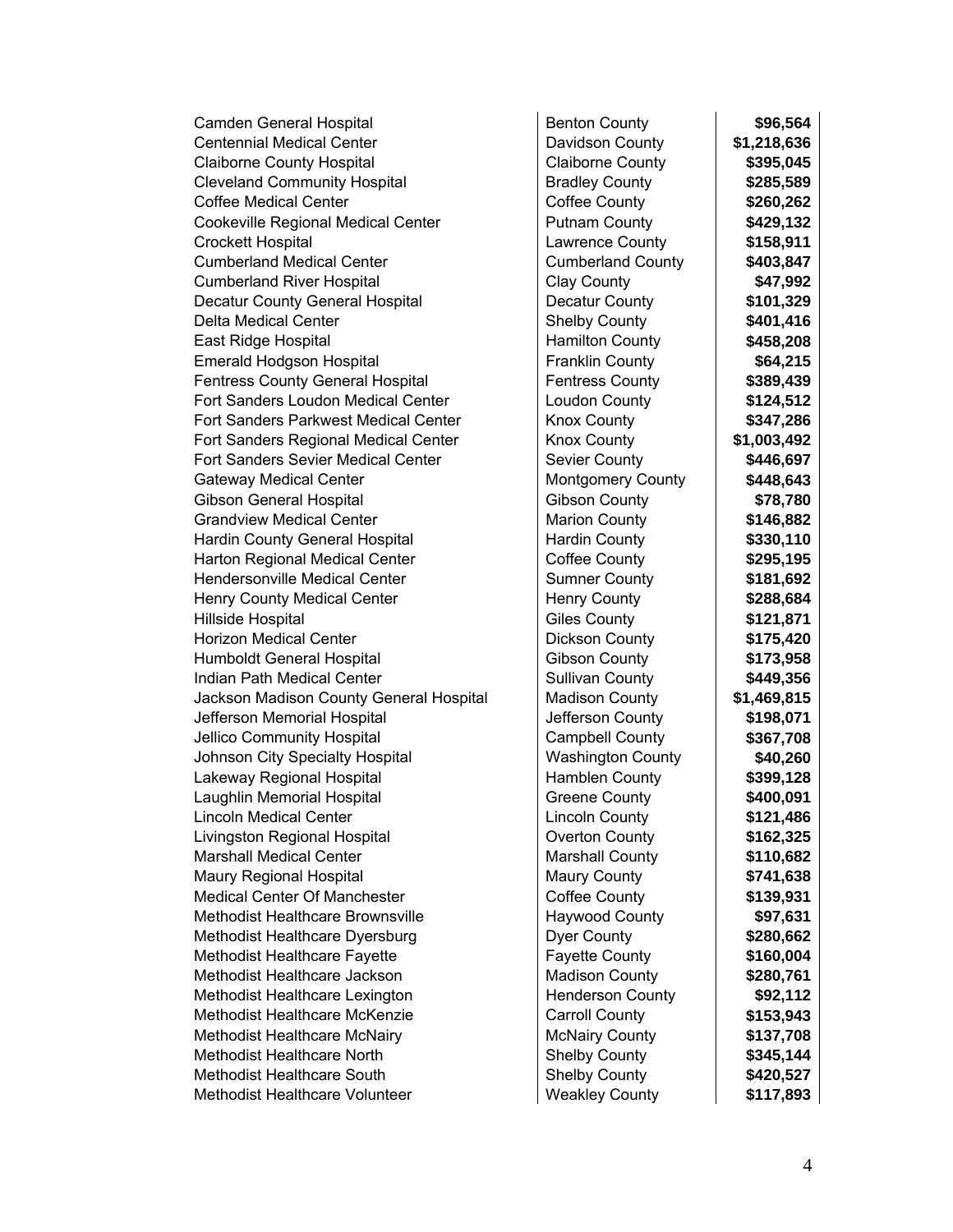| | | |
|---|---|---|
| Camden General Hospital | Benton County | **$96,564** |
| Centennial Medical Center | Davidson County | **$1,218,636** |
| Claiborne County Hospital | Claiborne County | **$395,045** |
| Cleveland Community Hospital | Bradley County | **$285,589** |
| Coffee Medical Center | Coffee County | **$260,262** |
| Cookeville Regional Medical Center | Putnam County | **$429,132** |
| Crockett Hospital | Lawrence County | **$158,911** |
| Cumberland Medical Center | Cumberland County | **$403,847** |
| Cumberland River Hospital | Clay County | **$47,992** |
| Decatur County General Hospital | Decatur County | **$101,329** |
| Delta Medical Center | Shelby County | **$401,416** |
| East Ridge Hospital | Hamilton County | **$458,208** |
| Emerald Hodgson Hospital | Franklin County | **$64,215** |
| Fentress County General Hospital | Fentress County | **$389,439** |
| Fort Sanders Loudon Medical Center | Loudon County | **$124,512** |
| Fort Sanders Parkwest Medical Center | Knox County | **$347,286** |
| Fort Sanders Regional Medical Center | Knox County | **$1,003,492** |
| Fort Sanders Sevier Medical Center | Sevier County | **$446,697** |
| Gateway Medical Center | Montgomery County | **$448,643** |
| Gibson General Hospital | Gibson County | **$78,780** |
| Grandview Medical Center | Marion County | **$146,882** |
| Hardin County General Hospital | Hardin County | **$330,110** |
| Harton Regional Medical Center | Coffee County | **$295,195** |
| Hendersonville Medical Center | Sumner County | **$181,692** |
| Henry County Medical Center | Henry County | **$288,684** |
| Hillside Hospital | Giles County | **$121,871** |
| Horizon Medical Center | Dickson County | **$175,420** |
| Humboldt General Hospital | Gibson County | **$173,958** |
| Indian Path Medical Center | Sullivan County | **$449,356** |
| Jackson Madison County General Hospital | Madison County | **$1,469,815** |
| Jefferson Memorial Hospital | Jefferson County | **$198,071** |
| Jellico Community Hospital | Campbell County | **$367,708** |
| Johnson City Specialty Hospital | Washington County | **$40,260** |
| Lakeway Regional Hospital | Hamblen County | **$399,128** |
| Laughlin Memorial Hospital | Greene County | **$400,091** |
| Lincoln Medical Center | Lincoln County | **$121,486** |
| Livingston Regional Hospital | Overton County | **$162,325** |
| Marshall Medical Center | Marshall County | **$110,682** |
| Maury Regional Hospital | Maury County | **$741,638** |
| Medical Center Of Manchester | Coffee County | **$139,931** |
| Methodist Healthcare Brownsville | Haywood County | **$97,631** |
| Methodist Healthcare Dyersburg | Dyer County | **$280,662** |
| Methodist Healthcare Fayette | Fayette County | **$160,004** |
| Methodist Healthcare Jackson | Madison County | **$280,761** |
| Methodist Healthcare Lexington | Henderson County | **$92,112** |
| Methodist Healthcare McKenzie | Carroll County | **$153,943** |
| Methodist Healthcare McNairy | McNairy County | **$137,708** |
| Methodist Healthcare North | Shelby County | **$345,144** |
| Methodist Healthcare South | Shelby County | **$420,527** |
| Methodist Healthcare Volunteer | Weakley County | **$117,893** |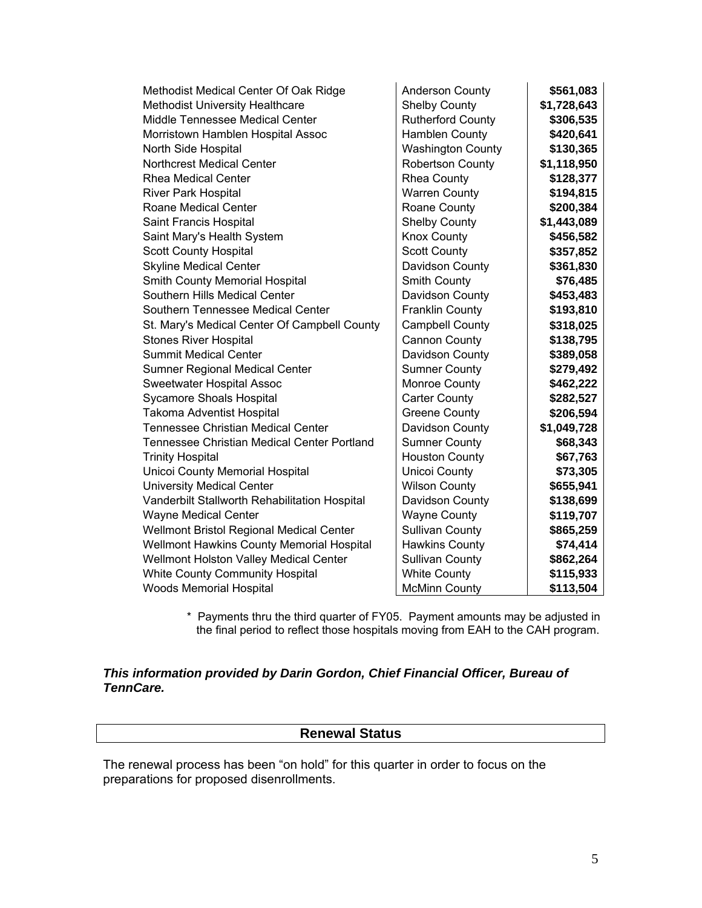| | | |
|---|---|---|
| Methodist Medical Center Of Oak Ridge | Anderson County | **$561,083** |
| Methodist University Healthcare | Shelby County | **$1,728,643** |
| Middle Tennessee Medical Center | Rutherford County | **$306,535** |
| Morristown Hamblen Hospital Assoc | Hamblen County | **$420,641** |
| North Side Hospital | Washington County | **$130,365** |
| Northcrest Medical Center | Robertson County | **$1,118,950** |
| Rhea Medical Center | Rhea County | **$128,377** |
| River Park Hospital | Warren County | **$194,815** |
| Roane Medical Center | Roane County | **$200,384** |
| Saint Francis Hospital | Shelby County | **$1,443,089** |
| Saint Mary's Health System | Knox County | **$456,582** |
| Scott County Hospital | Scott County | **$357,852** |
| Skyline Medical Center | Davidson County | **$361,830** |
| Smith County Memorial Hospital | Smith County | **$76,485** |
| Southern Hills Medical Center | Davidson County | **$453,483** |
| Southern Tennessee Medical Center | Franklin County | **$193,810** |
| St. Mary's Medical Center Of Campbell County | Campbell County | **$318,025** |
| Stones River Hospital | Cannon County | **$138,795** |
| Summit Medical Center | Davidson County | **$389,058** |
| Sumner Regional Medical Center | Sumner County | **$279,492** |
| Sweetwater Hospital Assoc | Monroe County | **$462,222** |
| Sycamore Shoals Hospital | Carter County | **$282,527** |
| Takoma Adventist Hospital | Greene County | **$206,594** |
| Tennessee Christian Medical Center | Davidson County | **$1,049,728** |
| Tennessee Christian Medical Center Portland | Sumner County | **$68,343** |
| Trinity Hospital | Houston County | **$67,763** |
| Unicoi County Memorial Hospital | Unicoi County | **$73,305** |
| University Medical Center | Wilson County | **$655,941** |
| Vanderbilt Stallworth Rehabilitation Hospital | Davidson County | **$138,699** |
| Wayne Medical Center | Wayne County | **$119,707** |
| Wellmont Bristol Regional Medical Center | Sullivan County | **$865,259** |
| Wellmont Hawkins County Memorial Hospital | Hawkins County | **$74,414** |
| Wellmont Holston Valley Medical Center | Sullivan County | **$862,264** |
| White County Community Hospital | White County | **$115,933** |
| Woods Memorial Hospital | McMinn County | **$113,504** |

\* Payments thru the third quarter of FY05. Payment amounts may be adjusted in the final period to reflect those hospitals moving from EAH to the CAH program.

***This information provided by Darin Gordon, Chief Financial Officer, Bureau of TennCare.***

## Renewal Status

The renewal process has been "on hold" for this quarter in order to focus on the preparations for proposed disenrollments.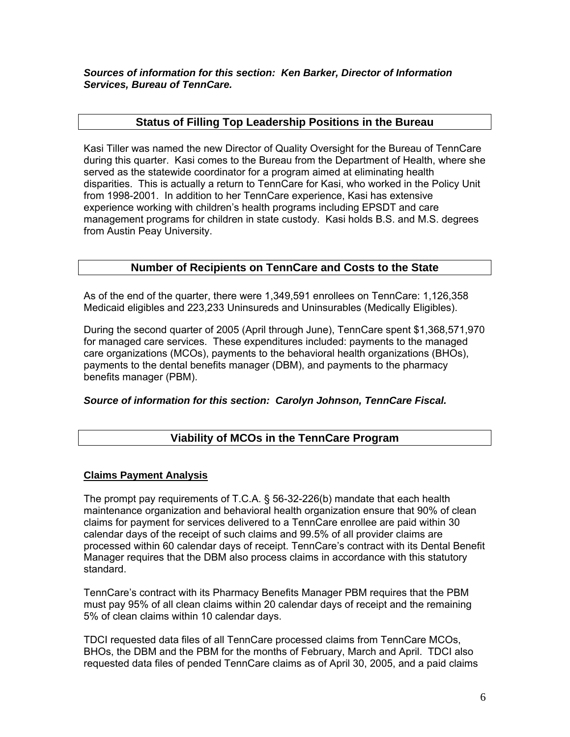***Sources of information for this section: Ken Barker, Director of Information Services, Bureau of TennCare.***

## Status of Filling Top Leadership Positions in the Bureau

Kasi Tiller was named the new Director of Quality Oversight for the Bureau of TennCare during this quarter. Kasi comes to the Bureau from the Department of Health, where she served as the statewide coordinator for a program aimed at eliminating health disparities. This is actually a return to TennCare for Kasi, who worked in the Policy Unit from 1998-2001. In addition to her TennCare experience, Kasi has extensive experience working with children's health programs including EPSDT and care management programs for children in state custody. Kasi holds B.S. and M.S. degrees from Austin Peay University.

## Number of Recipients on TennCare and Costs to the State

As of the end of the quarter, there were 1,349,591 enrollees on TennCare: 1,126,358 Medicaid eligibles and 223,233 Uninsureds and Uninsurables (Medically Eligibles).

During the second quarter of 2005 (April through June), TennCare spent $1,368,571,970 for managed care services. These expenditures included: payments to the managed care organizations (MCOs), payments to the behavioral health organizations (BHOs), payments to the dental benefits manager (DBM), and payments to the pharmacy benefits manager (PBM).

***Source of information for this section: Carolyn Johnson, TennCare Fiscal.***

## Viability of MCOs in the TennCare Program

### Claims Payment Analysis

The prompt pay requirements of T.C.A. § 56-32-226(b) mandate that each health maintenance organization and behavioral health organization ensure that 90% of clean claims for payment for services delivered to a TennCare enrollee are paid within 30 calendar days of the receipt of such claims and 99.5% of all provider claims are processed within 60 calendar days of receipt. TennCare's contract with its Dental Benefit Manager requires that the DBM also process claims in accordance with this statutory standard.

TennCare's contract with its Pharmacy Benefits Manager PBM requires that the PBM must pay 95% of all clean claims within 20 calendar days of receipt and the remaining 5% of clean claims within 10 calendar days.

TDCI requested data files of all TennCare processed claims from TennCare MCOs, BHOs, the DBM and the PBM for the months of February, March and April. TDCI also requested data files of pended TennCare claims as of April 30, 2005, and a paid claims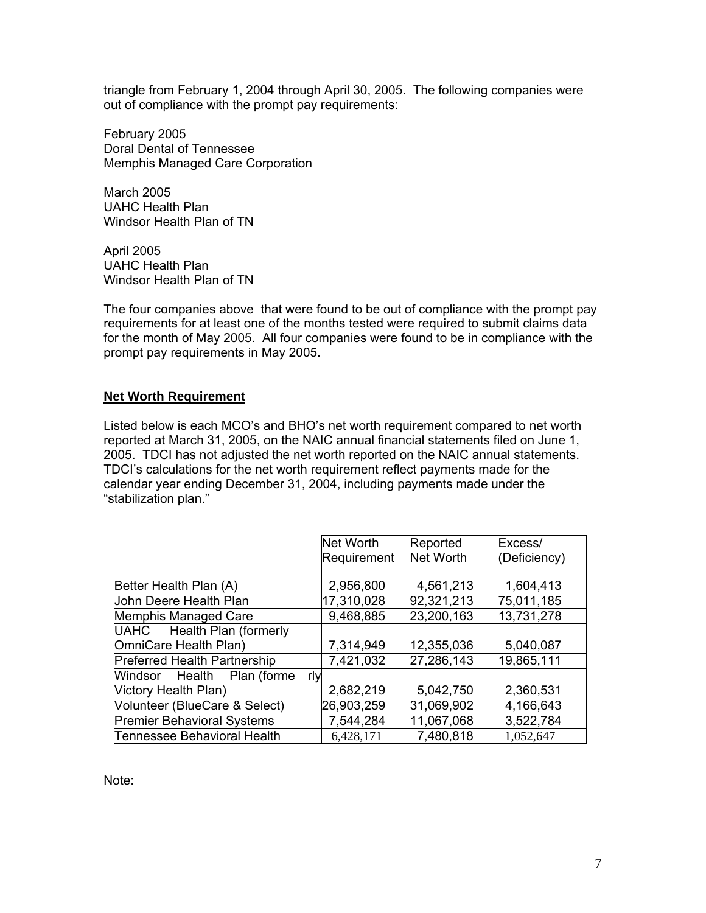triangle from February 1, 2004 through April 30, 2005. The following companies were out of compliance with the prompt pay requirements:

February 2005
Doral Dental of Tennessee
Memphis Managed Care Corporation

March 2005
UAHC Health Plan
Windsor Health Plan of TN

April 2005
UAHC Health Plan
Windsor Health Plan of TN

The four companies above that were found to be out of compliance with the prompt pay requirements for at least one of the months tested were required to submit claims data for the month of May 2005. All four companies were found to be in compliance with the prompt pay requirements in May 2005.

**Net Worth Requirement**

Listed below is each MCO's and BHO's net worth requirement compared to net worth reported at March 31, 2005, on the NAIC annual financial statements filed on June 1, 2005. TDCI has not adjusted the net worth reported on the NAIC annual statements. TDCI's calculations for the net worth requirement reflect payments made for the calendar year ending December 31, 2004, including payments made under the "stabilization plan."

| | Net Worth Requirement | Reported Net Worth | Excess/ (Deficiency) |
|---|---|---|---|
| Better Health Plan (A) | 2,956,800 | 4,561,213 | 1,604,413 |
| John Deere Health Plan | 17,310,028 | 92,321,213 | 75,011,185 |
| Memphis Managed Care | 9,468,885 | 23,200,163 | 13,731,278 |
| UAHC Health Plan (formerly OmniCare Health Plan) | 7,314,949 | 12,355,036 | 5,040,087 |
| Preferred Health Partnership | 7,421,032 | 27,286,143 | 19,865,111 |
| Windsor Health Plan (formerly Victory Health Plan) | 2,682,219 | 5,042,750 | 2,360,531 |
| Volunteer (BlueCare & Select) | 26,903,259 | 31,069,902 | 4,166,643 |
| Premier Behavioral Systems | 7,544,284 | 11,067,068 | 3,522,784 |
| Tennessee Behavioral Health | 6,428,171 | 7,480,818 | 1,052,647 |

Note: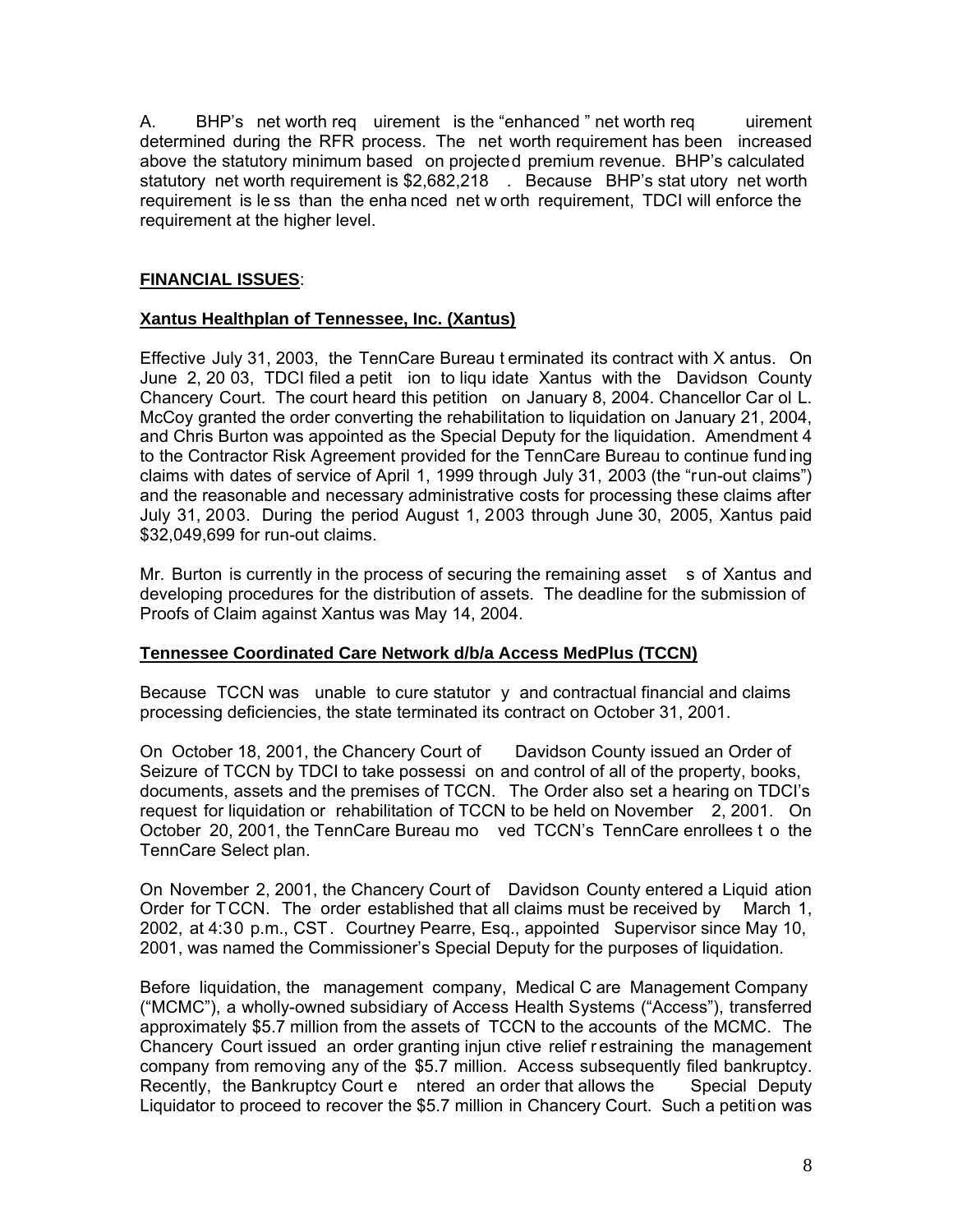A. BHP's net worth requirement is the "enhanced" net worth requirement determined during the RFR process. The net worth requirement has been increased above the statutory minimum based on projected premium revenue. BHP's calculated statutory net worth requirement is $2,682,218. Because BHP's statutory net worth requirement is less than the enhanced net worth requirement, TDCI will enforce the requirement at the higher level.

**FINANCIAL ISSUES**:

**Xantus Healthplan of Tennessee, Inc. (Xantus)**

Effective July 31, 2003, the TennCare Bureau terminated its contract with Xantus. On June 2, 2003, TDCI filed a petition to liquidate Xantus with the Davidson County Chancery Court. The court heard this petition on January 8, 2004. Chancellor Carol L. McCoy granted the order converting the rehabilitation to liquidation on January 21, 2004, and Chris Burton was appointed as the Special Deputy for the liquidation. Amendment 4 to the Contractor Risk Agreement provided for the TennCare Bureau to continue funding claims with dates of service of April 1, 1999 through July 31, 2003 (the "run-out claims") and the reasonable and necessary administrative costs for processing these claims after July 31, 2003. During the period August 1, 2003 through June 30, 2005, Xantus paid $32,049,699 for run-out claims.

Mr. Burton is currently in the process of securing the remaining assets of Xantus and developing procedures for the distribution of assets. The deadline for the submission of Proofs of Claim against Xantus was May 14, 2004.

**Tennessee Coordinated Care Network d/b/a Access MedPlus (TCCN)**

Because TCCN was unable to cure statutory and contractual financial and claims processing deficiencies, the state terminated its contract on October 31, 2001.

On October 18, 2001, the Chancery Court of Davidson County issued an Order of Seizure of TCCN by TDCI to take possession and control of all of the property, books, documents, assets and the premises of TCCN. The Order also set a hearing on TDCI's request for liquidation or rehabilitation of TCCN to be held on November 2, 2001. On October 20, 2001, the TennCare Bureau moved TCCN's TennCare enrollees to the TennCare Select plan.

On November 2, 2001, the Chancery Court of Davidson County entered a Liquidation Order for TCCN. The order established that all claims must be received by March 1, 2002, at 4:30 p.m., CST. Courtney Pearre, Esq., appointed Supervisor since May 10, 2001, was named the Commissioner's Special Deputy for the purposes of liquidation.

Before liquidation, the management company, Medical Care Management Company ("MCMC"), a wholly-owned subsidiary of Access Health Systems ("Access"), transferred approximately $5.7 million from the assets of TCCN to the accounts of the MCMC. The Chancery Court issued an order granting injunctive relief restraining the management company from removing any of the $5.7 million. Access subsequently filed bankruptcy. Recently, the Bankruptcy Court entered an order that allows the Special Deputy Liquidator to proceed to recover the $5.7 million in Chancery Court. Such a petition was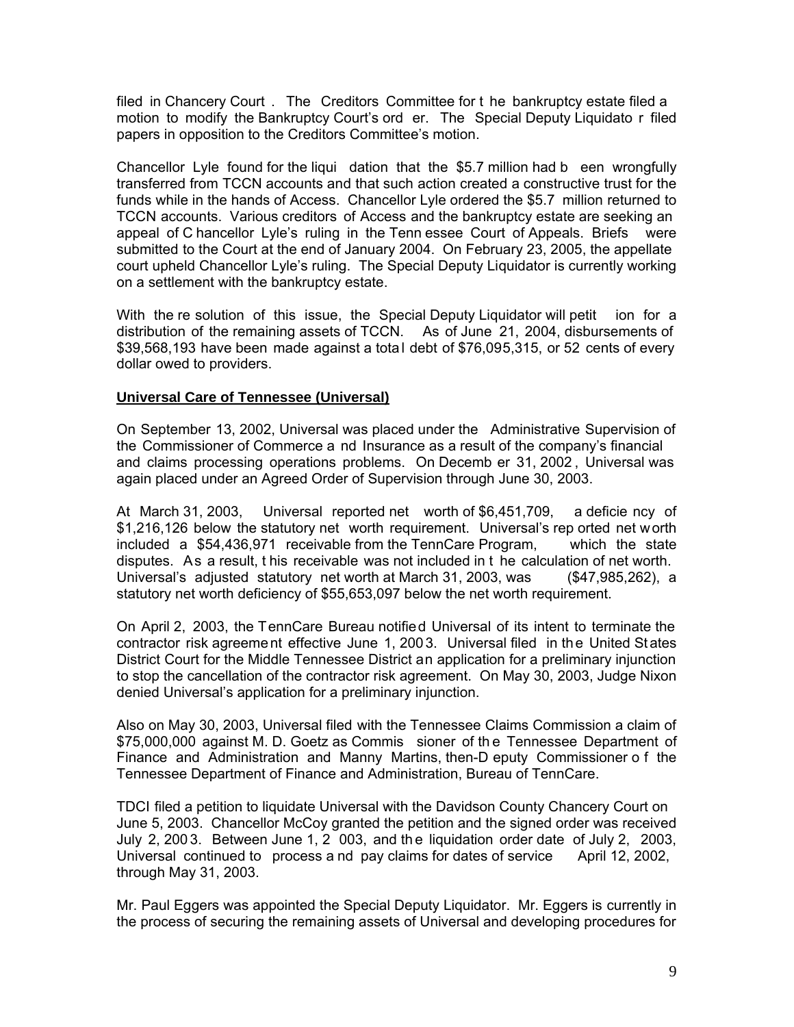filed in Chancery Court. The Creditors Committee for the bankruptcy estate filed a motion to modify the Bankruptcy Court's order. The Special Deputy Liquidator filed papers in opposition to the Creditors Committee's motion.

Chancellor Lyle found for the liquidation that the $5.7 million had been wrongfully transferred from TCCN accounts and that such action created a constructive trust for the funds while in the hands of Access. Chancellor Lyle ordered the $5.7 million returned to TCCN accounts. Various creditors of Access and the bankruptcy estate are seeking an appeal of Chancellor Lyle's ruling in the Tennessee Court of Appeals. Briefs were submitted to the Court at the end of January 2004. On February 23, 2005, the appellate court upheld Chancellor Lyle's ruling. The Special Deputy Liquidator is currently working on a settlement with the bankruptcy estate.

With the resolution of this issue, the Special Deputy Liquidator will petition for a distribution of the remaining assets of TCCN. As of June 21, 2004, disbursements of $39,568,193 have been made against a total debt of $76,095,315, or 52 cents of every dollar owed to providers.

**Universal Care of Tennessee (Universal)**

On September 13, 2002, Universal was placed under the Administrative Supervision of the Commissioner of Commerce and Insurance as a result of the company's financial and claims processing operations problems. On December 31, 2002, Universal was again placed under an Agreed Order of Supervision through June 30, 2003.

At March 31, 2003, Universal reported net worth of $6,451,709, a deficiency of $1,216,126 below the statutory net worth requirement. Universal's reported net worth included a $54,436,971 receivable from the TennCare Program, which the state disputes. As a result, this receivable was not included in the calculation of net worth. Universal's adjusted statutory net worth at March 31, 2003, was ($47,985,262), a statutory net worth deficiency of $55,653,097 below the net worth requirement.

On April 2, 2003, the TennCare Bureau notified Universal of its intent to terminate the contractor risk agreement effective June 1, 2003. Universal filed in the United States District Court for the Middle Tennessee District an application for a preliminary injunction to stop the cancellation of the contractor risk agreement. On May 30, 2003, Judge Nixon denied Universal's application for a preliminary injunction.

Also on May 30, 2003, Universal filed with the Tennessee Claims Commission a claim of $75,000,000 against M. D. Goetz as Commissioner of the Tennessee Department of Finance and Administration and Manny Martins, then-Deputy Commissioner of the Tennessee Department of Finance and Administration, Bureau of TennCare.

TDCI filed a petition to liquidate Universal with the Davidson County Chancery Court on June 5, 2003. Chancellor McCoy granted the petition and the signed order was received July 2, 2003. Between June 1, 2003, and the liquidation order date of July 2, 2003, Universal continued to process and pay claims for dates of service April 12, 2002, through May 31, 2003.

Mr. Paul Eggers was appointed the Special Deputy Liquidator. Mr. Eggers is currently in the process of securing the remaining assets of Universal and developing procedures for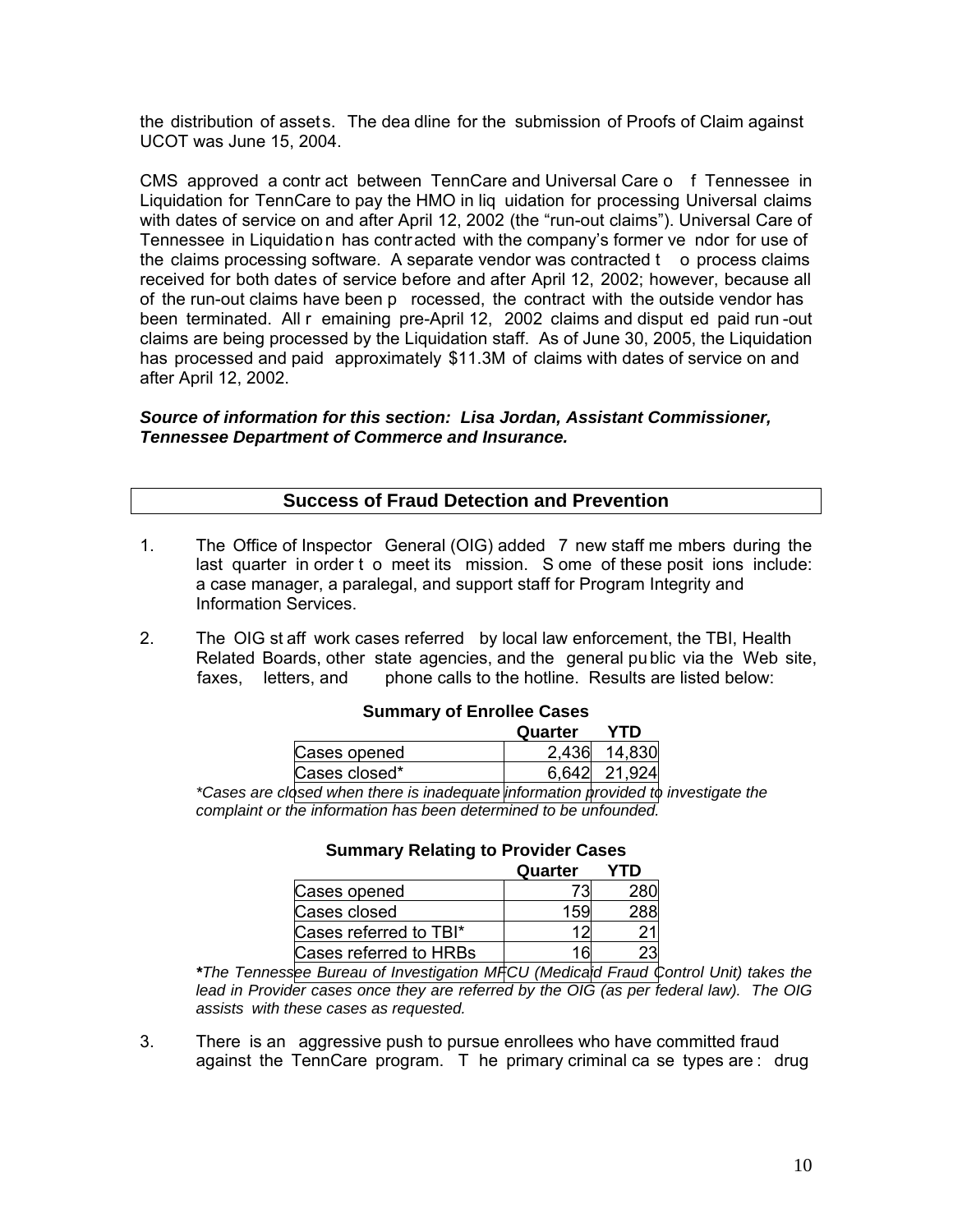the distribution of assets. The deadline for the submission of Proofs of Claim against UCOT was June 15, 2004.

CMS approved a contract between TennCare and Universal Care of Tennessee in Liquidation for TennCare to pay the HMO in liquidation for processing Universal claims with dates of service on and after April 12, 2002 (the "run-out claims"). Universal Care of Tennessee in Liquidation has contracted with the company's former vendor for use of the claims processing software. A separate vendor was contracted to process claims received for both dates of service before and after April 12, 2002; however, because all of the run-out claims have been processed, the contract with the outside vendor has been terminated. All remaining pre-April 12, 2002 claims and disputed paid run-out claims are being processed by the Liquidation staff. As of June 30, 2005, the Liquidation has processed and paid approximately $11.3M of claims with dates of service on and after April 12, 2002.

***Source of information for this section: Lisa Jordan, Assistant Commissioner, Tennessee Department of Commerce and Insurance.***

## Success of Fraud Detection and Prevention

1. The Office of Inspector General (OIG) added 7 new staff members during the last quarter in order to meet its mission. Some of these positions include: a case manager, a paralegal, and support staff for Program Integrity and Information Services.

2. The OIG staff work cases referred by local law enforcement, the TBI, Health Related Boards, other state agencies, and the general public via the Web site, faxes, letters, and phone calls to the hotline. Results are listed below:

**Summary of Enrollee Cases**

| | Quarter | YTD |
|---|---|---|
| Cases opened | 2,436 | 14,830 |
| Cases closed* | 6,642 | 21,924 |

*\*Cases are closed when there is inadequate information provided to investigate the complaint or the information has been determined to be unfounded.*

**Summary Relating to Provider Cases**

| | Quarter | YTD |
|---|---|---|
| Cases opened | 73 | 280 |
| Cases closed | 159 | 288 |
| Cases referred to TBI* | 12 | 21 |
| Cases referred to HRBs | 16 | 23 |

*\*The Tennessee Bureau of Investigation MFCU (Medicaid Fraud Control Unit) takes the lead in Provider cases once they are referred by the OIG (as per federal law). The OIG assists with these cases as requested.*

3. There is an aggressive push to pursue enrollees who have committed fraud against the TennCare program. The primary criminal case types are: drug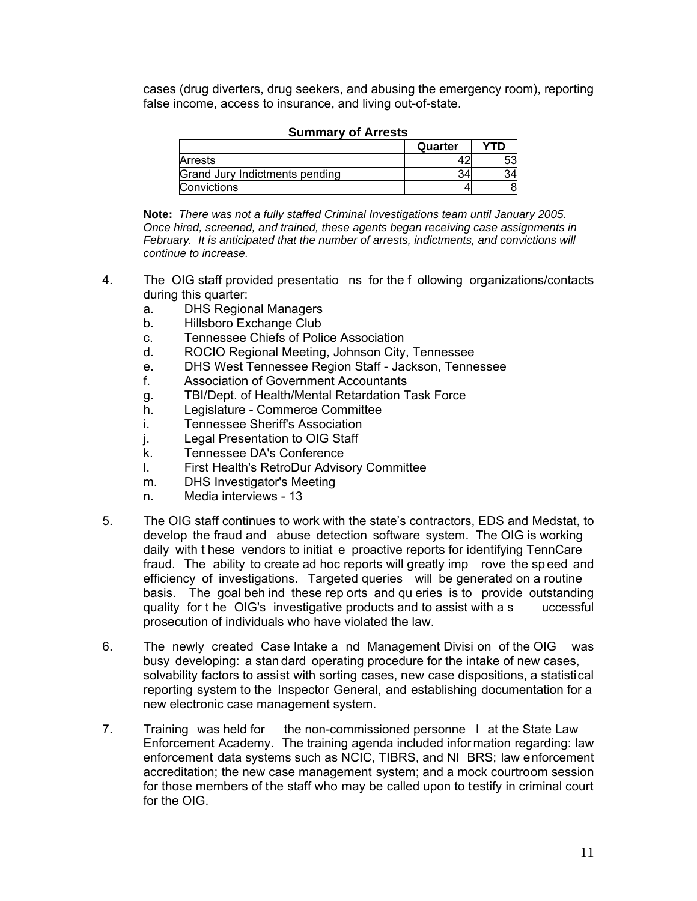cases (drug diverters, drug seekers, and abusing the emergency room), reporting false income, access to insurance, and living out-of-state.

**Summary of Arrests**

| | Quarter | YTD |
|---|---|---|
| Arrests | 42 | 53 |
| Grand Jury Indictments pending | 34 | 34 |
| Convictions | 4 | 8 |

**Note:** *There was not a fully staffed Criminal Investigations team until January 2005. Once hired, screened, and trained, these agents began receiving case assignments in February. It is anticipated that the number of arrests, indictments, and convictions will continue to increase.*

4. The OIG staff provided presentations for the following organizations/contacts during this quarter:
   a. DHS Regional Managers
   b. Hillsboro Exchange Club
   c. Tennessee Chiefs of Police Association
   d. ROCIO Regional Meeting, Johnson City, Tennessee
   e. DHS West Tennessee Region Staff - Jackson, Tennessee
   f. Association of Government Accountants
   g. TBI/Dept. of Health/Mental Retardation Task Force
   h. Legislature - Commerce Committee
   i. Tennessee Sheriff's Association
   j. Legal Presentation to OIG Staff
   k. Tennessee DA's Conference
   l. First Health's RetroDur Advisory Committee
   m. DHS Investigator's Meeting
   n. Media interviews - 13

5. The OIG staff continues to work with the state's contractors, EDS and Medstat, to develop the fraud and abuse detection software system. The OIG is working daily with these vendors to initiate proactive reports for identifying TennCare fraud. The ability to create ad hoc reports will greatly improve the speed and efficiency of investigations. Targeted queries will be generated on a routine basis. The goal behind these reports and queries is to provide outstanding quality for the OIG's investigative products and to assist with a successful prosecution of individuals who have violated the law.

6. The newly created Case Intake and Management Division of the OIG was busy developing: a standard operating procedure for the intake of new cases, solvability factors to assist with sorting cases, new case dispositions, a statistical reporting system to the Inspector General, and establishing documentation for a new electronic case management system.

7. Training was held for the non-commissioned personnel at the State Law Enforcement Academy. The training agenda included information regarding: law enforcement data systems such as NCIC, TIBRS, and NIBRS; law enforcement accreditation; the new case management system; and a mock courtroom session for those members of the staff who may be called upon to testify in criminal court for the OIG.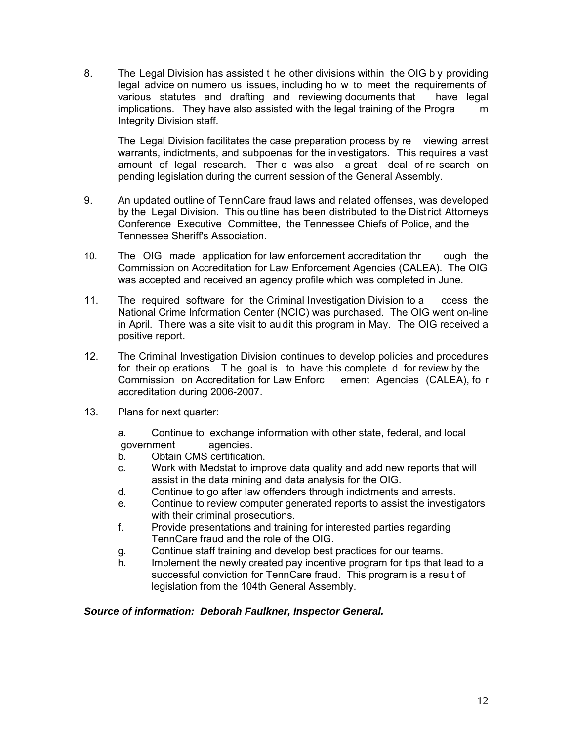8. The Legal Division has assisted the other divisions within the OIG by providing legal advice on numerous issues, including how to meet the requirements of various statutes and drafting and reviewing documents that have legal implications. They have also assisted with the legal training of the Program Integrity Division staff.

   The Legal Division facilitates the case preparation process by reviewing arrest warrants, indictments, and subpoenas for the investigators. This requires a vast amount of legal research. There was also a great deal of research on pending legislation during the current session of the General Assembly.

9. An updated outline of TennCare fraud laws and related offenses, was developed by the Legal Division. This outline has been distributed to the District Attorneys Conference Executive Committee, the Tennessee Chiefs of Police, and the Tennessee Sheriff's Association.

10. The OIG made application for law enforcement accreditation through the Commission on Accreditation for Law Enforcement Agencies (CALEA). The OIG was accepted and received an agency profile which was completed in June.

11. The required software for the Criminal Investigation Division to access the National Crime Information Center (NCIC) was purchased. The OIG went on-line in April. There was a site visit to audit this program in May. The OIG received a positive report.

12. The Criminal Investigation Division continues to develop policies and procedures for their operations. The goal is to have this completed for review by the Commission on Accreditation for Law Enforcement Agencies (CALEA), for accreditation during 2006-2007.

13. Plans for next quarter:

    a. Continue to exchange information with other state, federal, and local government agencies.
    b. Obtain CMS certification.
    c. Work with Medstat to improve data quality and add new reports that will assist in the data mining and data analysis for the OIG.
    d. Continue to go after law offenders through indictments and arrests.
    e. Continue to review computer generated reports to assist the investigators with their criminal prosecutions.
    f. Provide presentations and training for interested parties regarding TennCare fraud and the role of the OIG.
    g. Continue staff training and develop best practices for our teams.
    h. Implement the newly created pay incentive program for tips that lead to a successful conviction for TennCare fraud. This program is a result of legislation from the 104th General Assembly.

***Source of information: Deborah Faulkner, Inspector General.***